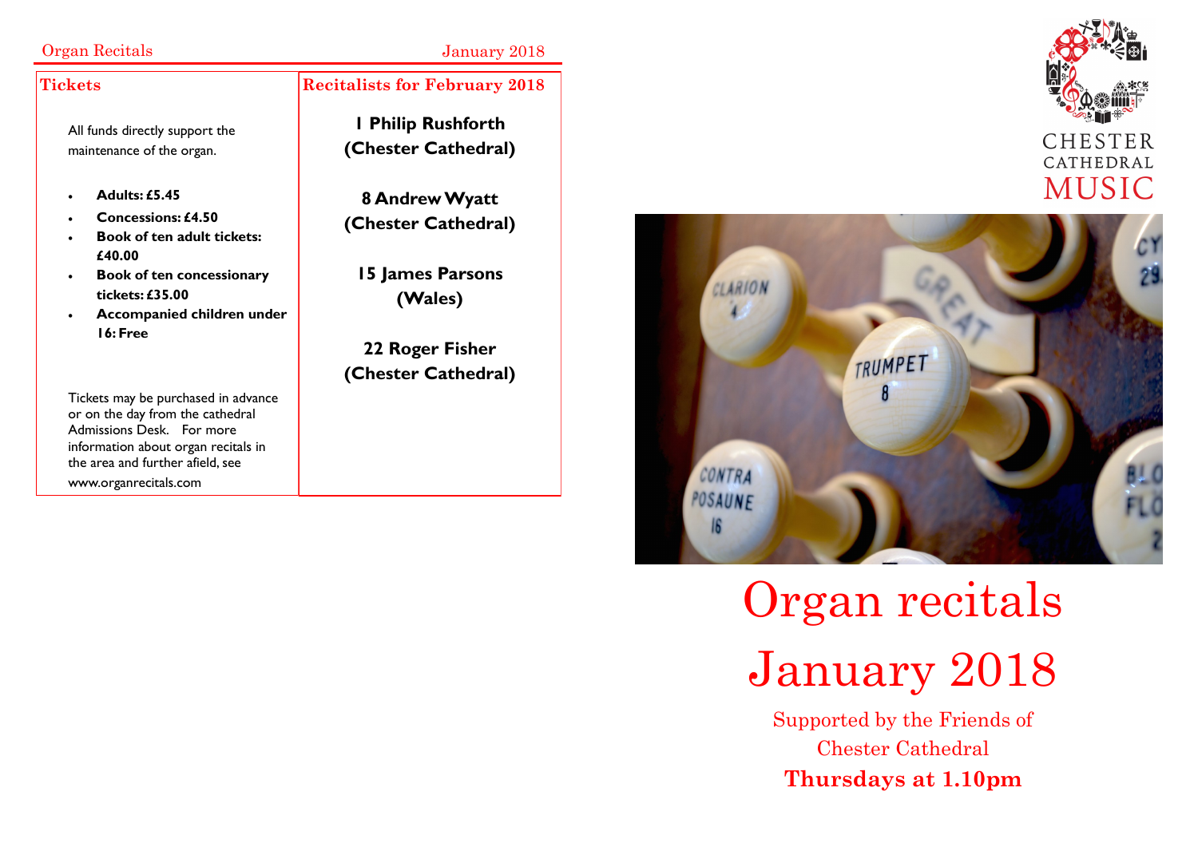Organ Recitals January 2018

## Tickets

All funds directly support the maintenance of the organ.

- **Adults: £5.45**
- **Concessions: £4.50**
- **Book of ten adult tickets: £40.00**
- **Book of ten concessionary tickets: £35.00**
- **Accompanied children under 16: Free**

Tickets may be purchased in advance or on the day from the cathedral Admissions Desk. For more information about organ recitals in the area and further afield, see www.organrecitals.com

## Recitalists for February 2018

**1 Philip Rushforth (Chester Cathedral)**

**8 Andrew Wyatt (Chester Cathedral)**

**15 James Parsons (Wales)**

**22 Roger Fisher (Chester Cathedral)**

CHESTER CATHEDRAL MUSIC

# Organ recitals January 2018

Supported by the Friends of Chester Cathedral

**Thursdays at 1.10pm**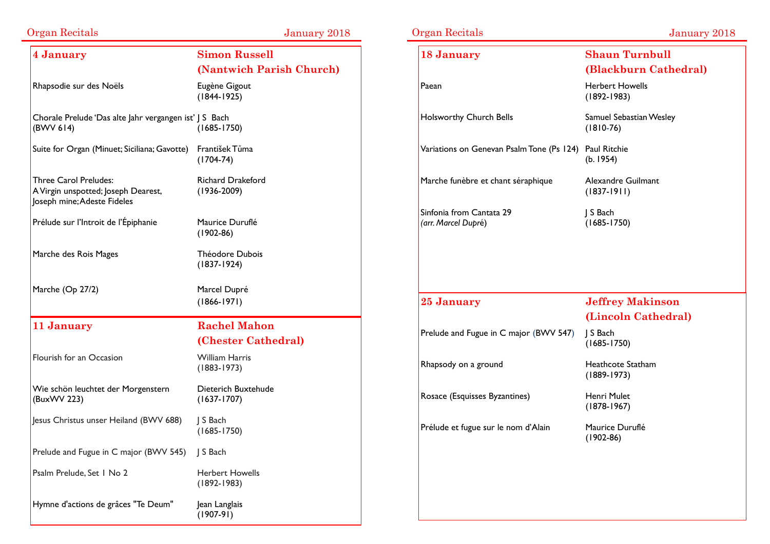## 4 January — Simon Russell (Nantwich Parish Church)

| | |
|---|---|
| Rhapsodie sur des Noëls | Eugène Gigout (1844-1925) |
| Chorale Prelude 'Das alte Jahr vergangen ist' (BWV 614) | J S Bach (1685-1750) |
| Suite for Organ (Minuet; Siciliana; Gavotte) | František Tůma (1704-74) |
| Three Carol Preludes: A Virgin unspotted; Joseph Dearest, Joseph mine; Adeste Fideles | Richard Drakeford (1936-2009) |
| Prélude sur l'Introit de l'Épiphanie | Maurice Duruflé (1902-86) |
| Marche des Rois Mages | Théodore Dubois (1837-1924) |
| Marche (Op 27/2) | Marcel Dupré (1866-1971) |

## 11 January — Rachel Mahon (Chester Cathedral)

| | |
|---|---|
| Flourish for an Occasion | William Harris (1883-1973) |
| Wie schön leuchtet der Morgenstern (BuxWV 223) | Dieterich Buxtehude (1637-1707) |
| Jesus Christus unser Heiland (BWV 688) | J S Bach (1685-1750) |
| Prelude and Fugue in C major (BWV 545) | J S Bach |
| Psalm Prelude, Set 1 No 2 | Herbert Howells (1892-1983) |
| Hymne d'actions de grâces "Te Deum" | Jean Langlais (1907-91) |

## 18 January — Shaun Turnbull (Blackburn Cathedral)

| | |
|---|---|
| Paean | Herbert Howells (1892-1983) |
| Holsworthy Church Bells | Samuel Sebastian Wesley (1810-76) |
| Variations on Genevan Psalm Tone (Ps 124) | Paul Ritchie (b. 1954) |
| Marche funèbre et chant séraphique | Alexandre Guilmant (1837-1911) |
| Sinfonia from Cantata 29 *(arr. Marcel Dupré)* | J S Bach (1685-1750) |

## 25 January — Jeffrey Makinson (Lincoln Cathedral)

| | |
|---|---|
| Prelude and Fugue in C major (BWV 547) | J S Bach (1685-1750) |
| Rhapsody on a ground | Heathcote Statham (1889-1973) |
| Rosace (Esquisses Byzantines) | Henri Mulet (1878-1967) |
| Prélude et fugue sur le nom d'Alain | Maurice Duruflé (1902-86) |